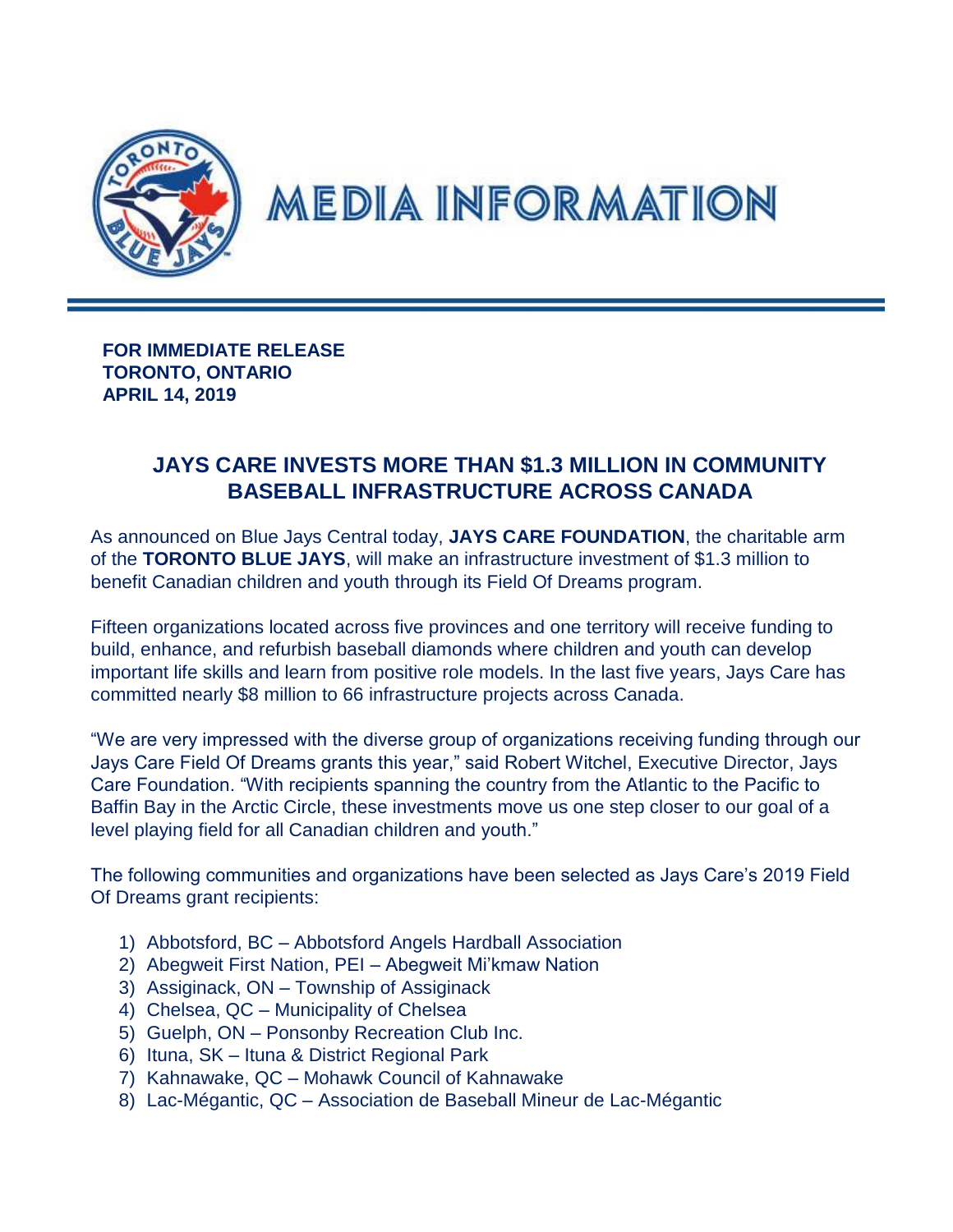# MEDIA INFORMATION

**FOR IMMEDIATE RELEASE**
**TORONTO, ONTARIO**
**APRIL 14, 2019**

## JAYS CARE INVESTS MORE THAN $1.3 MILLION IN COMMUNITY BASEBALL INFRASTRUCTURE ACROSS CANADA

As announced on Blue Jays Central today, **JAYS CARE FOUNDATION**, the charitable arm of the **TORONTO BLUE JAYS**, will make an infrastructure investment of $1.3 million to benefit Canadian children and youth through its Field Of Dreams program.

Fifteen organizations located across five provinces and one territory will receive funding to build, enhance, and refurbish baseball diamonds where children and youth can develop important life skills and learn from positive role models. In the last five years, Jays Care has committed nearly $8 million to 66 infrastructure projects across Canada.

"We are very impressed with the diverse group of organizations receiving funding through our Jays Care Field Of Dreams grants this year," said Robert Witchel, Executive Director, Jays Care Foundation. "With recipients spanning the country from the Atlantic to the Pacific to Baffin Bay in the Arctic Circle, these investments move us one step closer to our goal of a level playing field for all Canadian children and youth."

The following communities and organizations have been selected as Jays Care's 2019 Field Of Dreams grant recipients:

1) Abbotsford, BC – Abbotsford Angels Hardball Association
2) Abegweit First Nation, PEI – Abegweit Mi'kmaw Nation
3) Assiginack, ON – Township of Assiginack
4) Chelsea, QC – Municipality of Chelsea
5) Guelph, ON – Ponsonby Recreation Club Inc.
6) Ituna, SK – Ituna & District Regional Park
7) Kahnawake, QC – Mohawk Council of Kahnawake
8) Lac-Mégantic, QC – Association de Baseball Mineur de Lac-Mégantic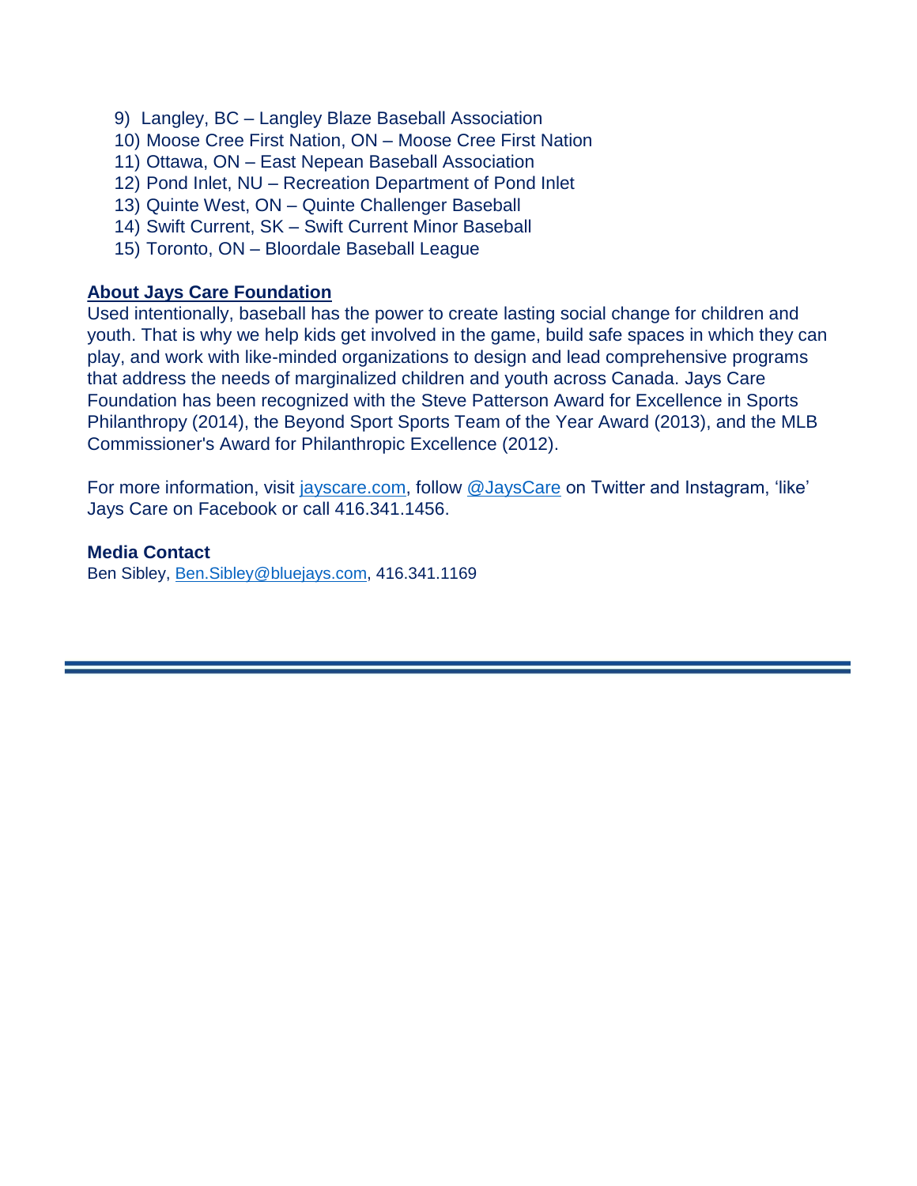9) Langley, BC – Langley Blaze Baseball Association
10) Moose Cree First Nation, ON – Moose Cree First Nation
11) Ottawa, ON – East Nepean Baseball Association
12) Pond Inlet, NU – Recreation Department of Pond Inlet
13) Quinte West, ON – Quinte Challenger Baseball
14) Swift Current, SK – Swift Current Minor Baseball
15) Toronto, ON – Bloordale Baseball League

**About Jays Care Foundation**

Used intentionally, baseball has the power to create lasting social change for children and youth. That is why we help kids get involved in the game, build safe spaces in which they can play, and work with like-minded organizations to design and lead comprehensive programs that address the needs of marginalized children and youth across Canada. Jays Care Foundation has been recognized with the Steve Patterson Award for Excellence in Sports Philanthropy (2014), the Beyond Sport Sports Team of the Year Award (2013), and the MLB Commissioner's Award for Philanthropic Excellence (2012).

For more information, visit jayscare.com, follow @JaysCare on Twitter and Instagram, 'like' Jays Care on Facebook or call 416.341.1456.

**Media Contact**

Ben Sibley, Ben.Sibley@bluejays.com, 416.341.1169